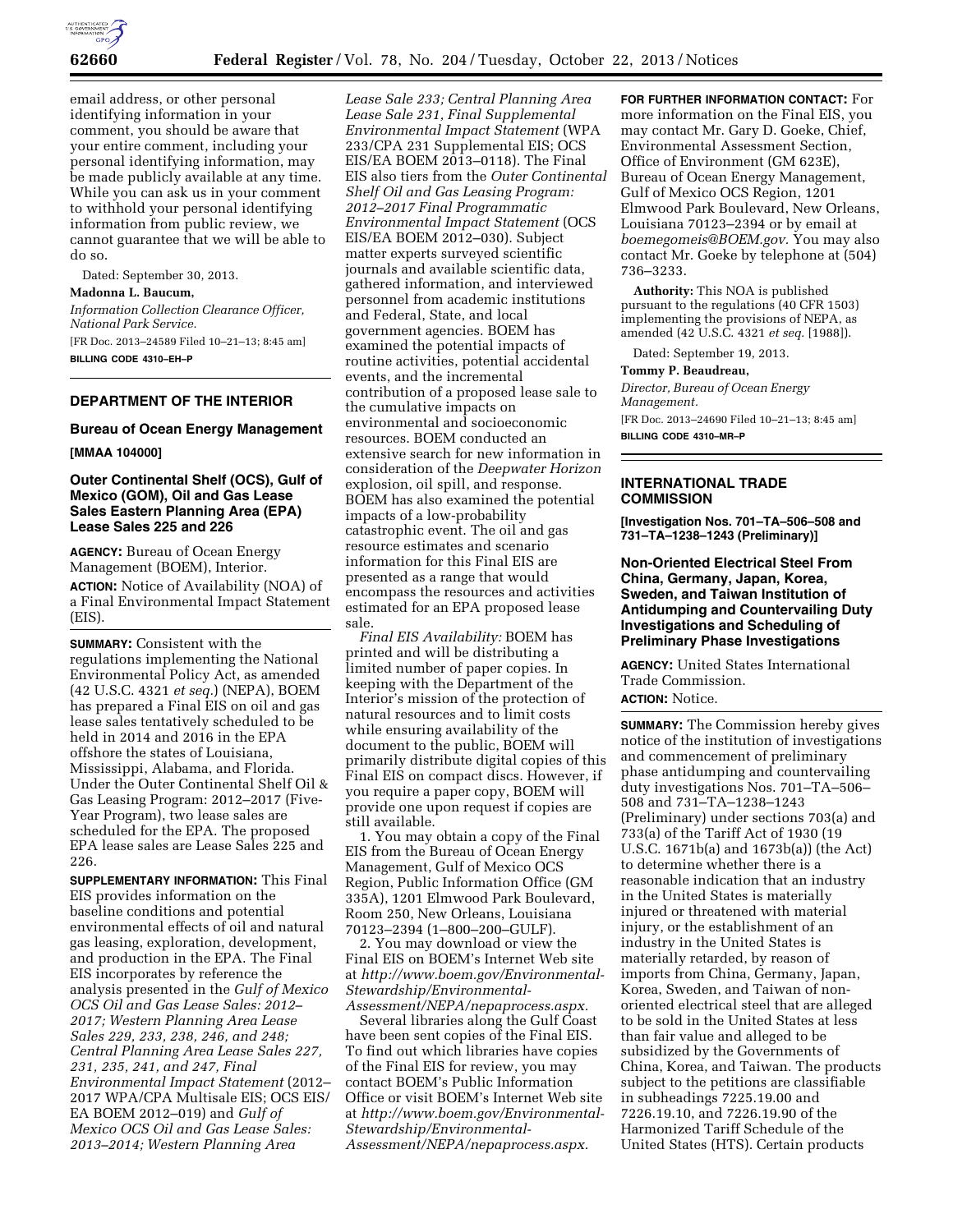email address, or other personal identifying information in your comment, you should be aware that your entire comment, including your personal identifying information, may be made publicly available at any time. While you can ask us in your comment to withhold your personal identifying information from public review, we cannot guarantee that we will be able to do so.

Dated: September 30, 2013.

**Madonna L. Baucum,**

*Information Collection Clearance Officer, National Park Service.*

[FR Doc. 2013–24589 Filed 10–21–13; 8:45 am]

**BILLING CODE 4310–EH–P**

## DEPARTMENT OF THE INTERIOR

### Bureau of Ocean Energy Management

**[MMAA 104000]**

### Outer Continental Shelf (OCS), Gulf of Mexico (GOM), Oil and Gas Lease Sales Eastern Planning Area (EPA) Lease Sales 225 and 226

**AGENCY:** Bureau of Ocean Energy Management (BOEM), Interior.

**ACTION:** Notice of Availability (NOA) of a Final Environmental Impact Statement (EIS).

**SUMMARY:** Consistent with the regulations implementing the National Environmental Policy Act, as amended (42 U.S.C. 4321 *et seq.*) (NEPA), BOEM has prepared a Final EIS on oil and gas lease sales tentatively scheduled to be held in 2014 and 2016 in the EPA offshore the states of Louisiana, Mississippi, Alabama, and Florida. Under the Outer Continental Shelf Oil & Gas Leasing Program: 2012–2017 (Five-Year Program), two lease sales are scheduled for the EPA. The proposed EPA lease sales are Lease Sales 225 and 226.

**SUPPLEMENTARY INFORMATION:** This Final EIS provides information on the baseline conditions and potential environmental effects of oil and natural gas leasing, exploration, development, and production in the EPA. The Final EIS incorporates by reference the analysis presented in the *Gulf of Mexico OCS Oil and Gas Lease Sales: 2012–2017; Western Planning Area Lease Sales 229, 233, 238, 246, and 248; Central Planning Area Lease Sales 227, 231, 235, 241, and 247, Final Environmental Impact Statement* (2012–2017 WPA/CPA Multisale EIS; OCS EIS/EA BOEM 2012–019) and *Gulf of Mexico OCS Oil and Gas Lease Sales: 2013–2014; Western Planning Area Lease Sale 233; Central Planning Area Lease Sale 231, Final Supplemental Environmental Impact Statement* (WPA 233/CPA 231 Supplemental EIS; OCS EIS/EA BOEM 2013–0118). The Final EIS also tiers from the *Outer Continental Shelf Oil and Gas Leasing Program: 2012–2017 Final Programmatic Environmental Impact Statement* (OCS EIS/EA BOEM 2012–030). Subject matter experts surveyed scientific journals and available scientific data, gathered information, and interviewed personnel from academic institutions and Federal, State, and local government agencies. BOEM has examined the potential impacts of routine activities, potential accidental events, and the incremental contribution of a proposed lease sale to the cumulative impacts on environmental and socioeconomic resources. BOEM conducted an extensive search for new information in consideration of the *Deepwater Horizon* explosion, oil spill, and response. BOEM has also examined the potential impacts of a low-probability catastrophic event. The oil and gas resource estimates and scenario information for this Final EIS are presented as a range that would encompass the resources and activities estimated for an EPA proposed lease sale.

*Final EIS Availability:* BOEM has printed and will be distributing a limited number of paper copies. In keeping with the Department of the Interior's mission of the protection of natural resources and to limit costs while ensuring availability of the document to the public, BOEM will primarily distribute digital copies of this Final EIS on compact discs. However, if you require a paper copy, BOEM will provide one upon request if copies are still available.

1. You may obtain a copy of the Final EIS from the Bureau of Ocean Energy Management, Gulf of Mexico OCS Region, Public Information Office (GM 335A), 1201 Elmwood Park Boulevard, Room 250, New Orleans, Louisiana 70123–2394 (1–800–200–GULF).

2. You may download or view the Final EIS on BOEM's Internet Web site at *http://www.boem.gov/Environmental-Stewardship/Environmental-Assessment/NEPA/nepaprocess.aspx.*

Several libraries along the Gulf Coast have been sent copies of the Final EIS. To find out which libraries have copies of the Final EIS for review, you may contact BOEM's Public Information Office or visit BOEM's Internet Web site at *http://www.boem.gov/Environmental-Stewardship/Environmental-Assessment/NEPA/nepaprocess.aspx.*

**FOR FURTHER INFORMATION CONTACT:** For more information on the Final EIS, you may contact Mr. Gary D. Goeke, Chief, Environmental Assessment Section, Office of Environment (GM 623E), Bureau of Ocean Energy Management, Gulf of Mexico OCS Region, 1201 Elmwood Park Boulevard, New Orleans, Louisiana 70123–2394 or by email at *boemegomeis@BOEM.gov.* You may also contact Mr. Goeke by telephone at (504) 736–3233.

**Authority:** This NOA is published pursuant to the regulations (40 CFR 1503) implementing the provisions of NEPA, as amended (42 U.S.C. 4321 *et seq.* [1988]).

Dated: September 19, 2013.

**Tommy P. Beaudreau,**

*Director, Bureau of Ocean Energy Management.*

[FR Doc. 2013–24690 Filed 10–21–13; 8:45 am]

**BILLING CODE 4310–MR–P**

## INTERNATIONAL TRADE COMMISSION

**[Investigation Nos. 701–TA–506–508 and 731–TA–1238–1243 (Preliminary)]**

### Non-Oriented Electrical Steel From China, Germany, Japan, Korea, Sweden, and Taiwan Institution of Antidumping and Countervailing Duty Investigations and Scheduling of Preliminary Phase Investigations

**AGENCY:** United States International Trade Commission.

**ACTION:** Notice.

**SUMMARY:** The Commission hereby gives notice of the institution of investigations and commencement of preliminary phase antidumping and countervailing duty investigations Nos. 701–TA–506–508 and 731–TA–1238–1243 (Preliminary) under sections 703(a) and 733(a) of the Tariff Act of 1930 (19 U.S.C. 1671b(a) and 1673b(a)) (the Act) to determine whether there is a reasonable indication that an industry in the United States is materially injured or threatened with material injury, or the establishment of an industry in the United States is materially retarded, by reason of imports from China, Germany, Japan, Korea, Sweden, and Taiwan of non-oriented electrical steel that are alleged to be sold in the United States at less than fair value and alleged to be subsidized by the Governments of China, Korea, and Taiwan. The products subject to the petitions are classifiable in subheadings 7225.19.00 and 7226.19.10, and 7226.19.90 of the Harmonized Tariff Schedule of the United States (HTS). Certain products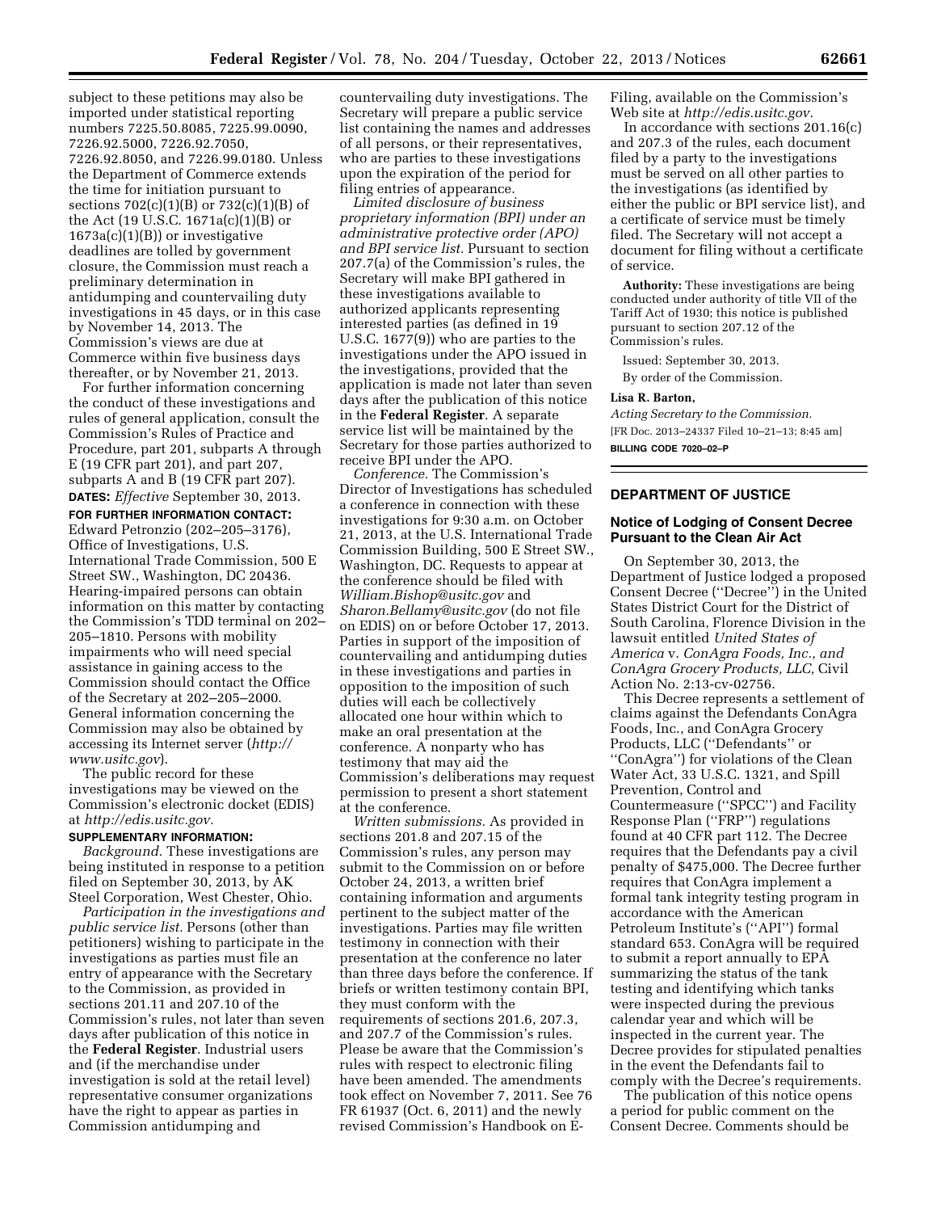subject to these petitions may also be imported under statistical reporting numbers 7225.50.8085, 7225.99.0090, 7226.92.5000, 7226.92.7050, 7226.92.8050, and 7226.99.0180. Unless the Department of Commerce extends the time for initiation pursuant to sections 702(c)(1)(B) or 732(c)(1)(B) of the Act (19 U.S.C. 1671a(c)(1)(B) or 1673a(c)(1)(B)) or investigative deadlines are tolled by government closure, the Commission must reach a preliminary determination in antidumping and countervailing duty investigations in 45 days, or in this case by November 14, 2013. The Commission's views are due at Commerce within five business days thereafter, or by November 21, 2013.

For further information concerning the conduct of these investigations and rules of general application, consult the Commission's Rules of Practice and Procedure, part 201, subparts A through E (19 CFR part 201), and part 207, subparts A and B (19 CFR part 207).

**DATES:** *Effective* September 30, 2013.

**FOR FURTHER INFORMATION CONTACT:** Edward Petronzio (202–205–3176), Office of Investigations, U.S. International Trade Commission, 500 E Street SW., Washington, DC 20436. Hearing-impaired persons can obtain information on this matter by contacting the Commission's TDD terminal on 202–205–1810. Persons with mobility impairments who will need special assistance in gaining access to the Commission should contact the Office of the Secretary at 202–205–2000. General information concerning the Commission may also be obtained by accessing its Internet server (*http://www.usitc.gov*).

The public record for these investigations may be viewed on the Commission's electronic docket (EDIS) at *http://edis.usitc.gov.*

**SUPPLEMENTARY INFORMATION:**

*Background.* These investigations are being instituted in response to a petition filed on September 30, 2013, by AK Steel Corporation, West Chester, Ohio.

*Participation in the investigations and public service list.* Persons (other than petitioners) wishing to participate in the investigations as parties must file an entry of appearance with the Secretary to the Commission, as provided in sections 201.11 and 207.10 of the Commission's rules, not later than seven days after publication of this notice in the **Federal Register**. Industrial users and (if the merchandise under investigation is sold at the retail level) representative consumer organizations have the right to appear as parties in Commission antidumping and countervailing duty investigations. The Secretary will prepare a public service list containing the names and addresses of all persons, or their representatives, who are parties to these investigations upon the expiration of the period for filing entries of appearance.

*Limited disclosure of business proprietary information (BPI) under an administrative protective order (APO) and BPI service list.* Pursuant to section 207.7(a) of the Commission's rules, the Secretary will make BPI gathered in these investigations available to authorized applicants representing interested parties (as defined in 19 U.S.C. 1677(9)) who are parties to the investigations under the APO issued in the investigations, provided that the application is made not later than seven days after the publication of this notice in the **Federal Register**. A separate service list will be maintained by the Secretary for those parties authorized to receive BPI under the APO.

*Conference.* The Commission's Director of Investigations has scheduled a conference in connection with these investigations for 9:30 a.m. on October 21, 2013, at the U.S. International Trade Commission Building, 500 E Street SW., Washington, DC. Requests to appear at the conference should be filed with *William.Bishop@usitc.gov* and *Sharon.Bellamy@usitc.gov* (do not file on EDIS) on or before October 17, 2013. Parties in support of the imposition of countervailing and antidumping duties in these investigations and parties in opposition to the imposition of such duties will each be collectively allocated one hour within which to make an oral presentation at the conference. A nonparty who has testimony that may aid the Commission's deliberations may request permission to present a short statement at the conference.

*Written submissions.* As provided in sections 201.8 and 207.15 of the Commission's rules, any person may submit to the Commission on or before October 24, 2013, a written brief containing information and arguments pertinent to the subject matter of the investigations. Parties may file written testimony in connection with their presentation at the conference no later than three days before the conference. If briefs or written testimony contain BPI, they must conform with the requirements of sections 201.6, 207.3, and 207.7 of the Commission's rules. Please be aware that the Commission's rules with respect to electronic filing have been amended. The amendments took effect on November 7, 2011. See 76 FR 61937 (Oct. 6, 2011) and the newly revised Commission's Handbook on E-Filing, available on the Commission's Web site at *http://edis.usitc.gov.*

In accordance with sections 201.16(c) and 207.3 of the rules, each document filed by a party to the investigations must be served on all other parties to the investigations (as identified by either the public or BPI service list), and a certificate of service must be timely filed. The Secretary will not accept a document for filing without a certificate of service.

**Authority:** These investigations are being conducted under authority of title VII of the Tariff Act of 1930; this notice is published pursuant to section 207.12 of the Commission's rules.

Issued: September 30, 2013.

By order of the Commission.

**Lisa R. Barton,**

*Acting Secretary to the Commission.*

[FR Doc. 2013–24337 Filed 10–21–13; 8:45 am]

**BILLING CODE 7020–02–P**

## DEPARTMENT OF JUSTICE

### Notice of Lodging of Consent Decree Pursuant to the Clean Air Act

On September 30, 2013, the Department of Justice lodged a proposed Consent Decree (''Decree'') in the United States District Court for the District of South Carolina, Florence Division in the lawsuit entitled *United States of America* v. *ConAgra Foods, Inc., and ConAgra Grocery Products, LLC,* Civil Action No. 2:13-cv-02756.

This Decree represents a settlement of claims against the Defendants ConAgra Foods, Inc., and ConAgra Grocery Products, LLC (''Defendants'' or ''ConAgra'') for violations of the Clean Water Act, 33 U.S.C. 1321, and Spill Prevention, Control and Countermeasure (''SPCC'') and Facility Response Plan (''FRP'') regulations found at 40 CFR part 112. The Decree requires that the Defendants pay a civil penalty of $475,000. The Decree further requires that ConAgra implement a formal tank integrity testing program in accordance with the American Petroleum Institute's (''API'') formal standard 653. ConAgra will be required to submit a report annually to EPA summarizing the status of the tank testing and identifying which tanks were inspected during the previous calendar year and which will be inspected in the current year. The Decree provides for stipulated penalties in the event the Defendants fail to comply with the Decree's requirements.

The publication of this notice opens a period for public comment on the Consent Decree. Comments should be